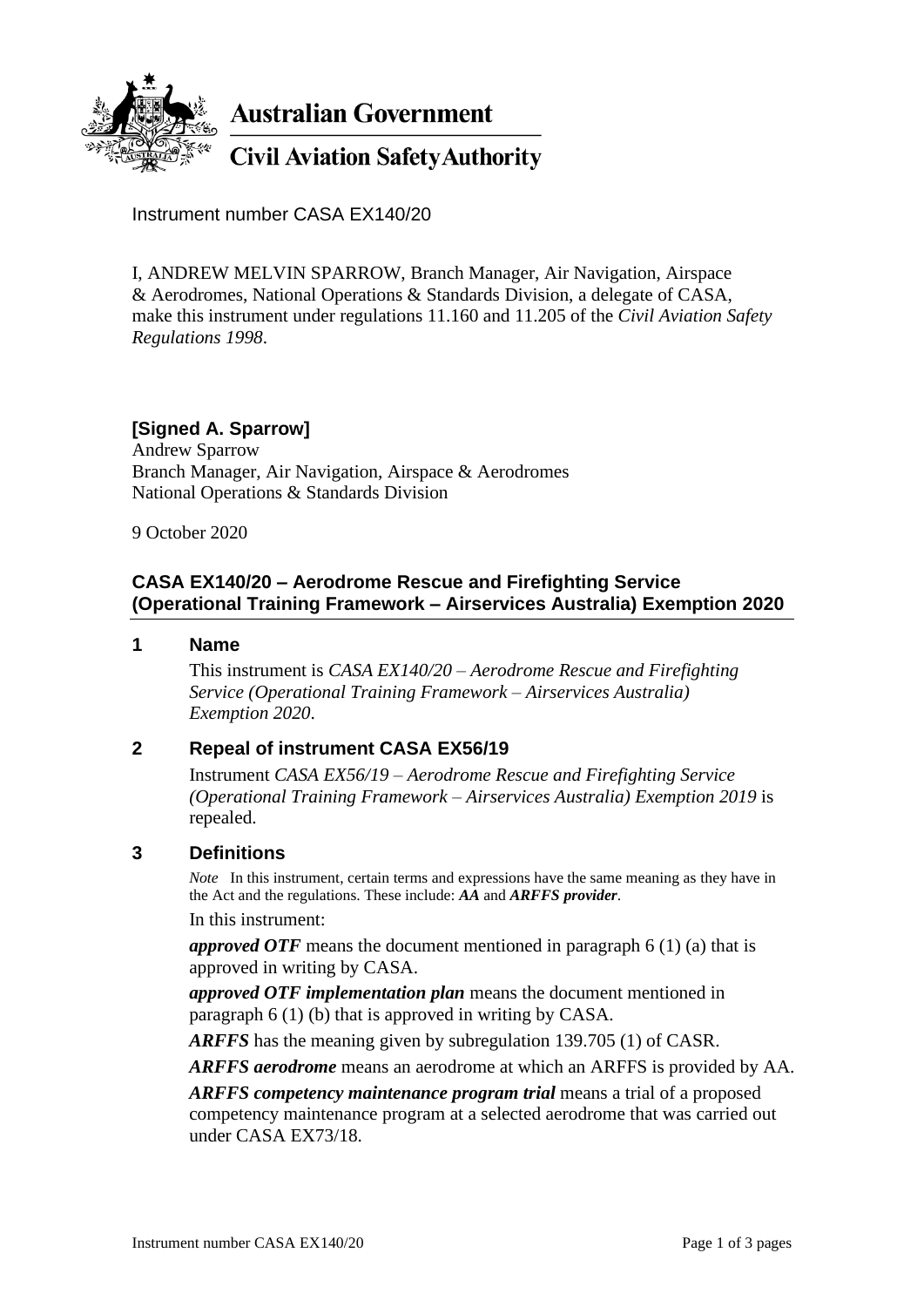**Australian Government**

**Civil Aviation Safety Authority**

Instrument number CASA EX140/20

I, ANDREW MELVIN SPARROW, Branch Manager, Air Navigation, Airspace & Aerodromes, National Operations & Standards Division, a delegate of CASA, make this instrument under regulations 11.160 and 11.205 of the *Civil Aviation Safety Regulations 1998*.

**[Signed A. Sparrow]**
Andrew Sparrow
Branch Manager, Air Navigation, Airspace & Aerodromes
National Operations & Standards Division

9 October 2020

## CASA EX140/20 – Aerodrome Rescue and Firefighting Service (Operational Training Framework – Airservices Australia) Exemption 2020

### 1 Name

This instrument is *CASA EX140/20 – Aerodrome Rescue and Firefighting Service (Operational Training Framework – Airservices Australia) Exemption 2020*.

### 2 Repeal of instrument CASA EX56/19

Instrument *CASA EX56/19 – Aerodrome Rescue and Firefighting Service (Operational Training Framework – Airservices Australia) Exemption 2019* is repealed.

### 3 Definitions

*Note* In this instrument, certain terms and expressions have the same meaning as they have in the Act and the regulations. These include: ***AA*** and ***ARFFS provider***.

In this instrument:

***approved OTF*** means the document mentioned in paragraph 6 (1) (a) that is approved in writing by CASA.

***approved OTF implementation plan*** means the document mentioned in paragraph 6 (1) (b) that is approved in writing by CASA.

***ARFFS*** has the meaning given by subregulation 139.705 (1) of CASR.

***ARFFS aerodrome*** means an aerodrome at which an ARFFS is provided by AA.

***ARFFS competency maintenance program trial*** means a trial of a proposed competency maintenance program at a selected aerodrome that was carried out under CASA EX73/18.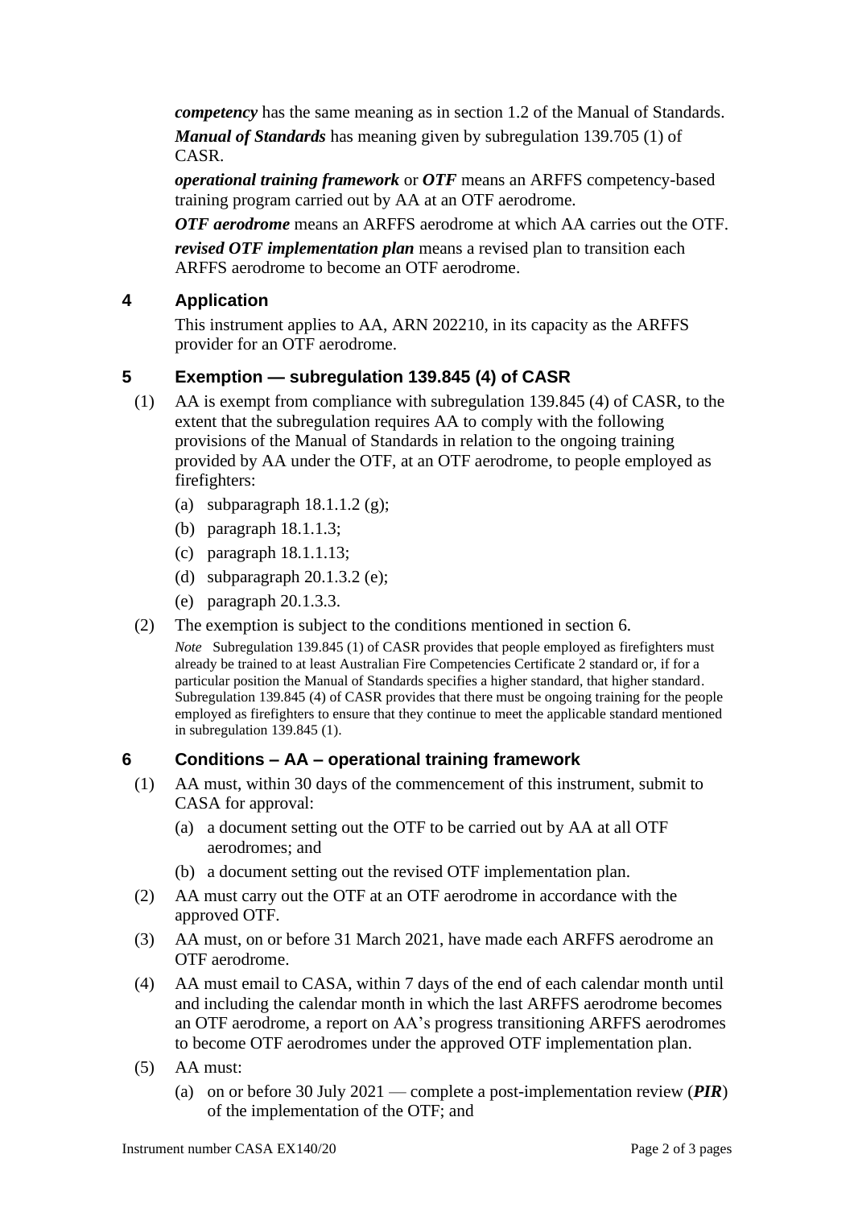***competency*** has the same meaning as in section 1.2 of the Manual of Standards.

***Manual of Standards*** has meaning given by subregulation 139.705 (1) of CASR.

***operational training framework*** or ***OTF*** means an ARFFS competency-based training program carried out by AA at an OTF aerodrome.

***OTF aerodrome*** means an ARFFS aerodrome at which AA carries out the OTF.

***revised OTF implementation plan*** means a revised plan to transition each ARFFS aerodrome to become an OTF aerodrome.

## 4 Application

This instrument applies to AA, ARN 202210, in its capacity as the ARFFS provider for an OTF aerodrome.

## 5 Exemption — subregulation 139.845 (4) of CASR

(1) AA is exempt from compliance with subregulation 139.845 (4) of CASR, to the extent that the subregulation requires AA to comply with the following provisions of the Manual of Standards in relation to the ongoing training provided by AA under the OTF, at an OTF aerodrome, to people employed as firefighters:

(a) subparagraph 18.1.1.2 (g);

(b) paragraph 18.1.1.3;

(c) paragraph 18.1.1.13;

(d) subparagraph 20.1.3.2 (e);

(e) paragraph 20.1.3.3.

(2) The exemption is subject to the conditions mentioned in section 6.

*Note* Subregulation 139.845 (1) of CASR provides that people employed as firefighters must already be trained to at least Australian Fire Competencies Certificate 2 standard or, if for a particular position the Manual of Standards specifies a higher standard, that higher standard. Subregulation 139.845 (4) of CASR provides that there must be ongoing training for the people employed as firefighters to ensure that they continue to meet the applicable standard mentioned in subregulation 139.845 (1).

## 6 Conditions – AA – operational training framework

(1) AA must, within 30 days of the commencement of this instrument, submit to CASA for approval:

(a) a document setting out the OTF to be carried out by AA at all OTF aerodromes; and

(b) a document setting out the revised OTF implementation plan.

(2) AA must carry out the OTF at an OTF aerodrome in accordance with the approved OTF.

(3) AA must, on or before 31 March 2021, have made each ARFFS aerodrome an OTF aerodrome.

(4) AA must email to CASA, within 7 days of the end of each calendar month until and including the calendar month in which the last ARFFS aerodrome becomes an OTF aerodrome, a report on AA's progress transitioning ARFFS aerodromes to become OTF aerodromes under the approved OTF implementation plan.

(5) AA must:

(a) on or before 30 July 2021 — complete a post-implementation review (***PIR***) of the implementation of the OTF; and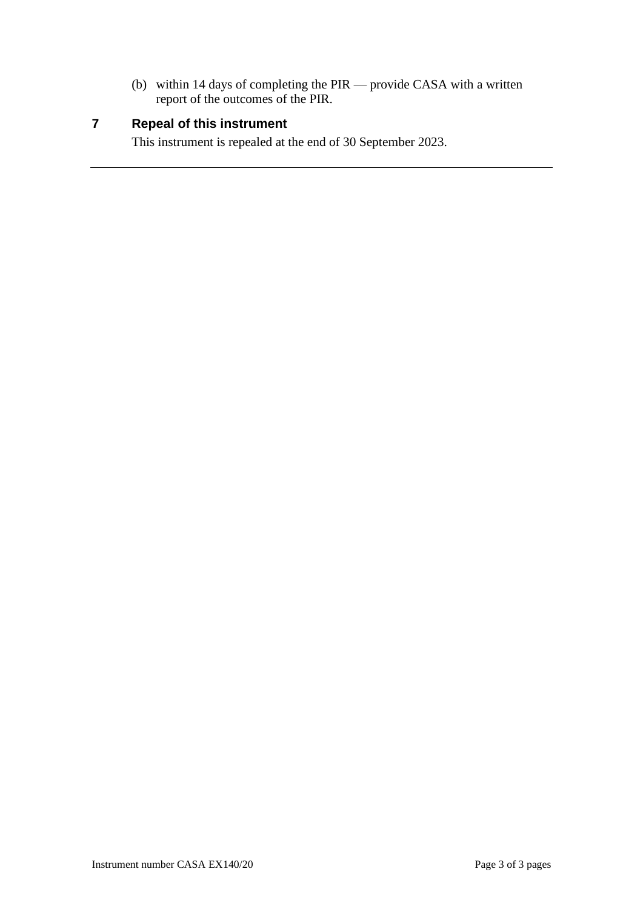(b) within 14 days of completing the PIR — provide CASA with a written report of the outcomes of the PIR.

## 7 Repeal of this instrument

This instrument is repealed at the end of 30 September 2023.

---